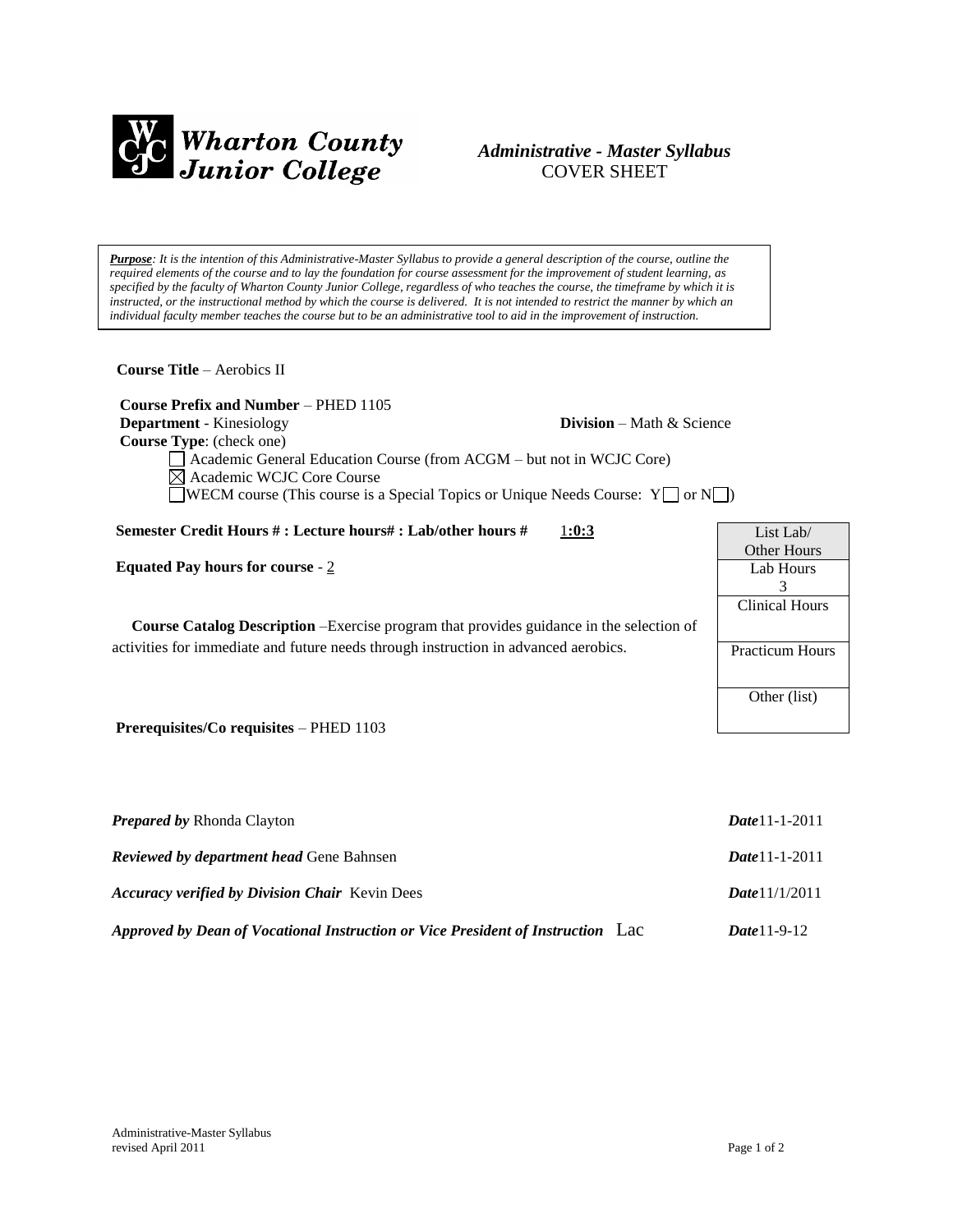Wharton County Junior College

*Administrative - Master Syllabus*
COVER SHEET

***Purpose**: It is the intention of this Administrative-Master Syllabus to provide a general description of the course, outline the required elements of the course and to lay the foundation for course assessment for the improvement of student learning, as specified by the faculty of Wharton County Junior College, regardless of who teaches the course, the timeframe by which it is instructed, or the instructional method by which the course is delivered. It is not intended to restrict the manner by which an individual faculty member teaches the course but to be an administrative tool to aid in the improvement of instruction.*

**Course Title** – Aerobics II

**Course Prefix and Number** – PHED 1105
**Department** - Kinesiology **Division** – Math & Science
**Course Type**: (check one)

- ☐ Academic General Education Course (from ACGM – but not in WCJC Core)
- ☒ Academic WCJC Core Course
- ☐ WECM course (This course is a Special Topics or Unique Needs Course: Y☐ or N☐)

**Semester Credit Hours # : Lecture hours# : Lab/other hours #** 1:0:3

**Equated Pay hours for course** - 2

**Course Catalog Description** –Exercise program that provides guidance in the selection of activities for immediate and future needs through instruction in advanced aerobics.

**Prerequisites/Co requisites** – PHED 1103

| List Lab/ Other Hours |
|---|
| Lab Hours 3 |
| Clinical Hours |
| Practicum Hours |
| Other (list) |

***Prepared by*** Rhonda Clayton ***Date*** 11-1-2011

***Reviewed by department head*** Gene Bahnsen ***Date*** 11-1-2011

***Accuracy verified by Division Chair*** Kevin Dees ***Date*** 11/1/2011

***Approved by Dean of Vocational Instruction or Vice President of Instruction*** Lac ***Date*** 11-9-12

Administrative-Master Syllabus
revised April 2011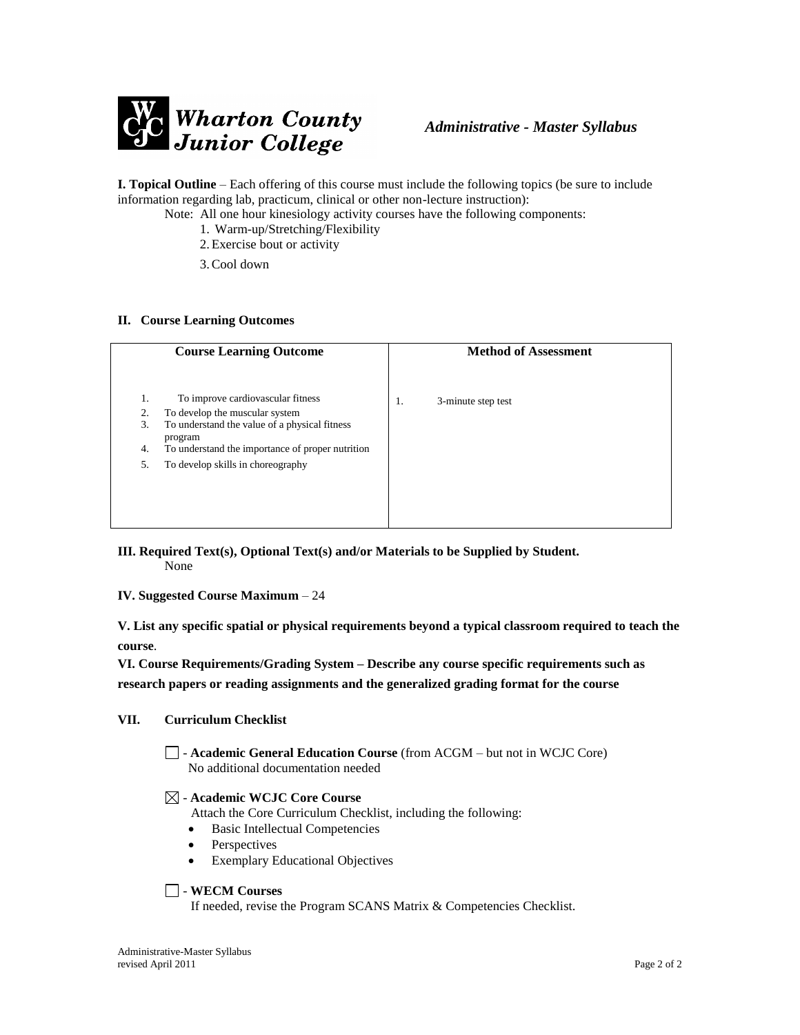**Wharton County Junior College** *Administrative - Master Syllabus*

**I. Topical Outline** – Each offering of this course must include the following topics (be sure to include information regarding lab, practicum, clinical or other non-lecture instruction):

Note: All one hour kinesiology activity courses have the following components:

1. Warm-up/Stretching/Flexibility
2. Exercise bout or activity
3. Cool down

**II. Course Learning Outcomes**

| Course Learning Outcome | Method of Assessment |
|---|---|
| 1. To improve cardiovascular fitness<br>2. To develop the muscular system<br>3. To understand the value of a physical fitness program<br>4. To understand the importance of proper nutrition<br>5. To develop skills in choreography | 1. 3-minute step test |

**III. Required Text(s), Optional Text(s) and/or Materials to be Supplied by Student.**

None

**IV. Suggested Course Maximum** – 24

**V. List any specific spatial or physical requirements beyond a typical classroom required to teach the course**.

**VI. Course Requirements/Grading System – Describe any course specific requirements such as research papers or reading assignments and the generalized grading format for the course**

**VII. Curriculum Checklist**

☐ - **Academic General Education Course** (from ACGM – but not in WCJC Core)
No additional documentation needed

☒ - **Academic WCJC Core Course**
Attach the Core Curriculum Checklist, including the following:

- Basic Intellectual Competencies
- Perspectives
- Exemplary Educational Objectives

☐ - **WECM Courses**
If needed, revise the Program SCANS Matrix & Competencies Checklist.

Administrative-Master Syllabus
revised April 2011